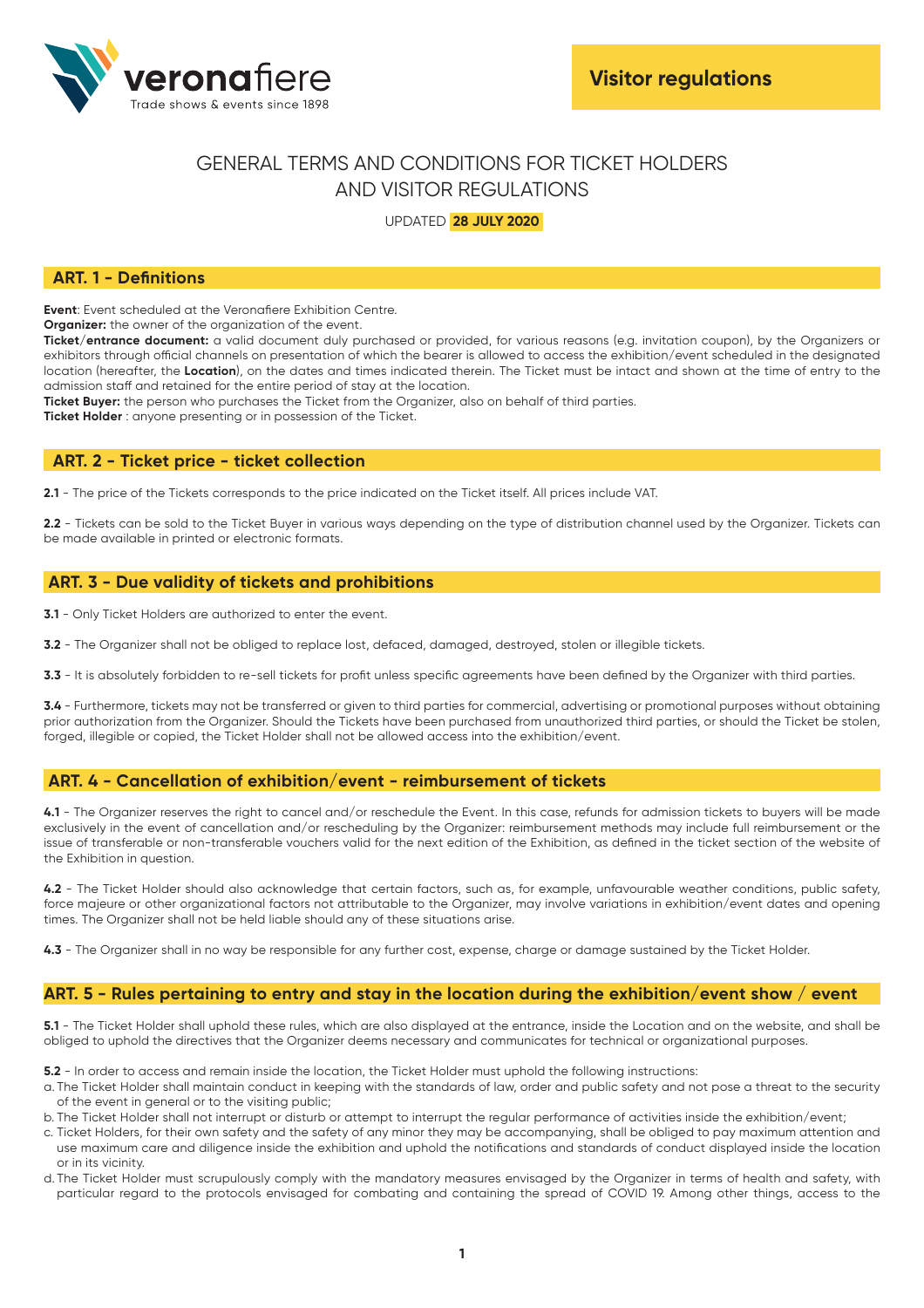Visitor regulations

# GENERAL TERMS AND CONDITIONS FOR TICKET HOLDERS AND VISITOR REGULATIONS

UPDATED **28 JULY 2020**

## ART. 1 - Definitions

**Event**: Event scheduled at the Veronafiere Exhibition Centre.
**Organizer:** the owner of the organization of the event.
**Ticket/entrance document:** a valid document duly purchased or provided, for various reasons (e.g. invitation coupon), by the Organizers or exhibitors through official channels on presentation of which the bearer is allowed to access the exhibition/event scheduled in the designated location (hereafter, the **Location**), on the dates and times indicated therein. The Ticket must be intact and shown at the time of entry to the admission staff and retained for the entire period of stay at the location.
**Ticket Buyer:** the person who purchases the Ticket from the Organizer, also on behalf of third parties.
**Ticket Holder** : anyone presenting or in possession of the Ticket.

## ART. 2 - Ticket price - ticket collection

**2.1** - The price of the Tickets corresponds to the price indicated on the Ticket itself. All prices include VAT.

**2.2** - Tickets can be sold to the Ticket Buyer in various ways depending on the type of distribution channel used by the Organizer. Tickets can be made available in printed or electronic formats.

## ART. 3 - Due validity of tickets and prohibitions

**3.1** - Only Ticket Holders are authorized to enter the event.

**3.2** - The Organizer shall not be obliged to replace lost, defaced, damaged, destroyed, stolen or illegible tickets.

**3.3** - It is absolutely forbidden to re-sell tickets for profit unless specific agreements have been defined by the Organizer with third parties.

**3.4** - Furthermore, tickets may not be transferred or given to third parties for commercial, advertising or promotional purposes without obtaining prior authorization from the Organizer. Should the Tickets have been purchased from unauthorized third parties, or should the Ticket be stolen, forged, illegible or copied, the Ticket Holder shall not be allowed access into the exhibition/event.

## ART. 4 - Cancellation of exhibition/event - reimbursement of tickets

**4.1** - The Organizer reserves the right to cancel and/or reschedule the Event. In this case, refunds for admission tickets to buyers will be made exclusively in the event of cancellation and/or rescheduling by the Organizer: reimbursement methods may include full reimbursement or the issue of transferable or non-transferable vouchers valid for the next edition of the Exhibition, as defined in the ticket section of the website of the Exhibition in question.

**4.2** - The Ticket Holder should also acknowledge that certain factors, such as, for example, unfavourable weather conditions, public safety, force majeure or other organizational factors not attributable to the Organizer, may involve variations in exhibition/event dates and opening times. The Organizer shall not be held liable should any of these situations arise.

**4.3** - The Organizer shall in no way be responsible for any further cost, expense, charge or damage sustained by the Ticket Holder.

## ART. 5 - Rules pertaining to entry and stay in the location during the exhibition/event show / event

**5.1** - The Ticket Holder shall uphold these rules, which are also displayed at the entrance, inside the Location and on the website, and shall be obliged to uphold the directives that the Organizer deems necessary and communicates for technical or organizational purposes.

**5.2** - In order to access and remain inside the location, the Ticket Holder must uphold the following instructions:

a. The Ticket Holder shall maintain conduct in keeping with the standards of law, order and public safety and not pose a threat to the security of the event in general or to the visiting public;
b. The Ticket Holder shall not interrupt or disturb or attempt to interrupt the regular performance of activities inside the exhibition/event;
c. Ticket Holders, for their own safety and the safety of any minor they may be accompanying, shall be obliged to pay maximum attention and use maximum care and diligence inside the exhibition and uphold the notifications and standards of conduct displayed inside the location or in its vicinity.
d. The Ticket Holder must scrupulously comply with the mandatory measures envisaged by the Organizer in terms of health and safety, with particular regard to the protocols envisaged for combating and containing the spread of COVID 19. Among other things, access to the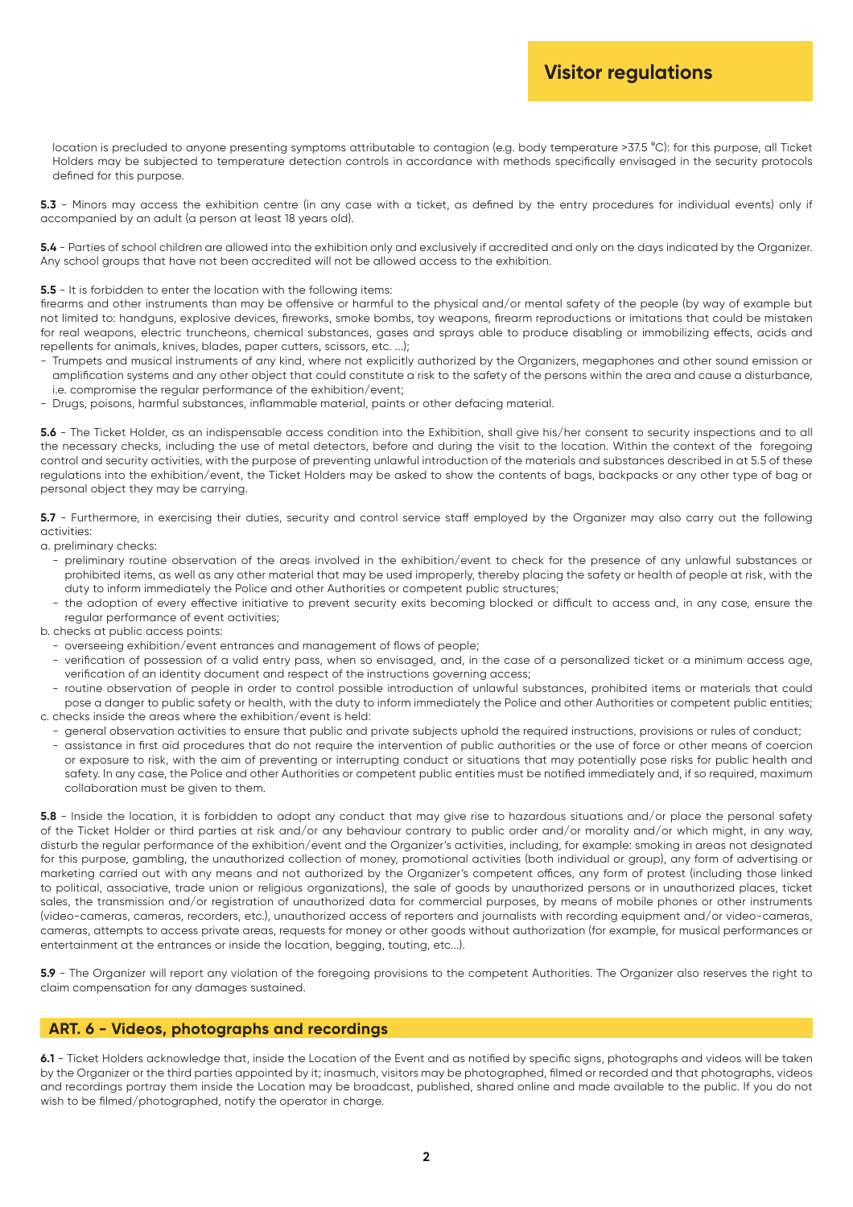location is precluded to anyone presenting symptoms attributable to contagion (e.g. body temperature >37.5 °C): for this purpose, all Ticket Holders may be subjected to temperature detection controls in accordance with methods specifically envisaged in the security protocols defined for this purpose.

**5.3** - Minors may access the exhibition centre (in any case with a ticket, as defined by the entry procedures for individual events) only if accompanied by an adult (a person at least 18 years old).

**5.4** - Parties of school children are allowed into the exhibition only and exclusively if accredited and only on the days indicated by the Organizer. Any school groups that have not been accredited will not be allowed access to the exhibition.

**5.5** - It is forbidden to enter the location with the following items:
firearms and other instruments than may be offensive or harmful to the physical and/or mental safety of the people (by way of example but not limited to: handguns, explosive devices, fireworks, smoke bombs, toy weapons, firearm reproductions or imitations that could be mistaken for real weapons, electric truncheons, chemical substances, gases and sprays able to produce disabling or immobilizing effects, acids and repellents for animals, knives, blades, paper cutters, scissors, etc. ...);

- Trumpets and musical instruments of any kind, where not explicitly authorized by the Organizers, megaphones and other sound emission or amplification systems and any other object that could constitute a risk to the safety of the persons within the area and cause a disturbance, i.e. compromise the regular performance of the exhibition/event;
- Drugs, poisons, harmful substances, inflammable material, paints or other defacing material.

**5.6** - The Ticket Holder, as an indispensable access condition into the Exhibition, shall give his/her consent to security inspections and to all the necessary checks, including the use of metal detectors, before and during the visit to the location. Within the context of the foregoing control and security activities, with the purpose of preventing unlawful introduction of the materials and substances described in at 5.5 of these regulations into the exhibition/event, the Ticket Holders may be asked to show the contents of bags, backpacks or any other type of bag or personal object they may be carrying.

**5.7** - Furthermore, in exercising their duties, security and control service staff employed by the Organizer may also carry out the following activities:

a. preliminary checks:
- preliminary routine observation of the areas involved in the exhibition/event to check for the presence of any unlawful substances or prohibited items, as well as any other material that may be used improperly, thereby placing the safety or health of people at risk, with the duty to inform immediately the Police and other Authorities or competent public structures;
- the adoption of every effective initiative to prevent security exits becoming blocked or difficult to access and, in any case, ensure the regular performance of event activities;

b. checks at public access points:
- overseeing exhibition/event entrances and management of flows of people;
- verification of possession of a valid entry pass, when so envisaged, and, in the case of a personalized ticket or a minimum access age, verification of an identity document and respect of the instructions governing access;
- routine observation of people in order to control possible introduction of unlawful substances, prohibited items or materials that could pose a danger to public safety or health, with the duty to inform immediately the Police and other Authorities or competent public entities;

c. checks inside the areas where the exhibition/event is held:
- general observation activities to ensure that public and private subjects uphold the required instructions, provisions or rules of conduct;
- assistance in first aid procedures that do not require the intervention of public authorities or the use of force or other means of coercion or exposure to risk, with the aim of preventing or interrupting conduct or situations that may potentially pose risks for public health and safety. In any case, the Police and other Authorities or competent public entities must be notified immediately and, if so required, maximum collaboration must be given to them.

**5.8** - Inside the location, it is forbidden to adopt any conduct that may give rise to hazardous situations and/or place the personal safety of the Ticket Holder or third parties at risk and/or any behaviour contrary to public order and/or morality and/or which might, in any way, disturb the regular performance of the exhibition/event and the Organizer's activities, including, for example: smoking in areas not designated for this purpose, gambling, the unauthorized collection of money, promotional activities (both individual or group), any form of advertising or marketing carried out with any means and not authorized by the Organizer's competent offices, any form of protest (including those linked to political, associative, trade union or religious organizations), the sale of goods by unauthorized persons or in unauthorized places, ticket sales, the transmission and/or registration of unauthorized data for commercial purposes, by means of mobile phones or other instruments (video-cameras, cameras, recorders, etc.), unauthorized access of reporters and journalists with recording equipment and/or video-cameras, cameras, attempts to access private areas, requests for money or other goods without authorization (for example, for musical performances or entertainment at the entrances or inside the location, begging, touting, etc...).

**5.9** - The Organizer will report any violation of the foregoing provisions to the competent Authorities. The Organizer also reserves the right to claim compensation for any damages sustained.

## ART. 6 - Videos, photographs and recordings

**6.1** - Ticket Holders acknowledge that, inside the Location of the Event and as notified by specific signs, photographs and videos will be taken by the Organizer or the third parties appointed by it; inasmuch, visitors may be photographed, filmed or recorded and that photographs, videos and recordings portray them inside the Location may be broadcast, published, shared online and made available to the public. If you do not wish to be filmed/photographed, notify the operator in charge.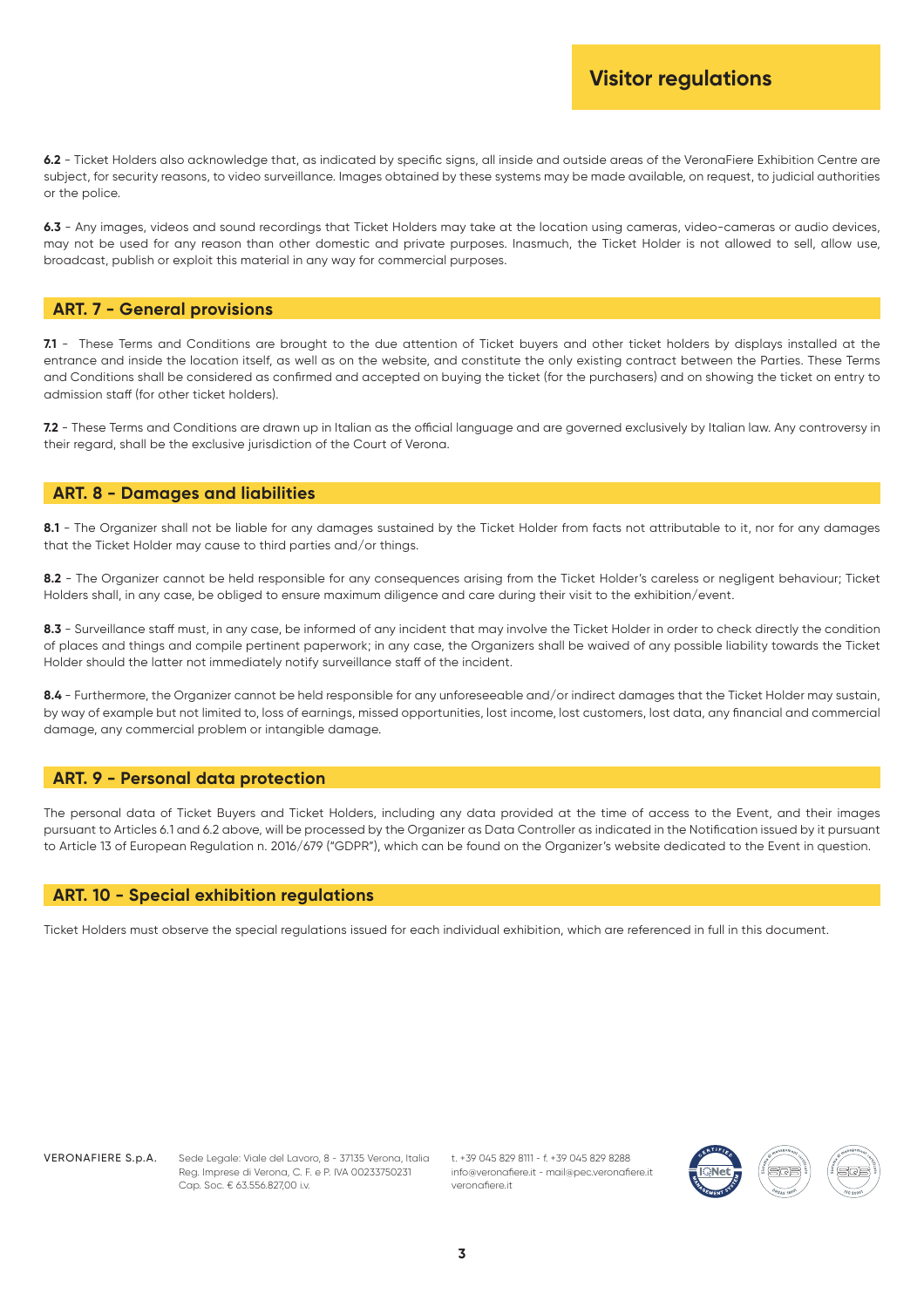6.2 - Ticket Holders also acknowledge that, as indicated by specific signs, all inside and outside areas of the VeronaFiere Exhibition Centre are subject, for security reasons, to video surveillance. Images obtained by these systems may be made available, on request, to judicial authorities or the police.

**6.3** - Any images, videos and sound recordings that Ticket Holders may take at the location using cameras, video-cameras or audio devices, may not be used for any reason than other domestic and private purposes. Inasmuch, the Ticket Holder is not allowed to sell, allow use, broadcast, publish or exploit this material in any way for commercial purposes.

## ART. 7 - General provisions

**7.1** - These Terms and Conditions are brought to the due attention of Ticket buyers and other ticket holders by displays installed at the entrance and inside the location itself, as well as on the website, and constitute the only existing contract between the Parties. These Terms and Conditions shall be considered as confirmed and accepted on buying the ticket (for the purchasers) and on showing the ticket on entry to admission staff (for other ticket holders).

**7.2** - These Terms and Conditions are drawn up in Italian as the official language and are governed exclusively by Italian law. Any controversy in their regard, shall be the exclusive jurisdiction of the Court of Verona.

## ART. 8 - Damages and liabilities

**8.1** - The Organizer shall not be liable for any damages sustained by the Ticket Holder from facts not attributable to it, nor for any damages that the Ticket Holder may cause to third parties and/or things.

**8.2** - The Organizer cannot be held responsible for any consequences arising from the Ticket Holder's careless or negligent behaviour; Ticket Holders shall, in any case, be obliged to ensure maximum diligence and care during their visit to the exhibition/event.

**8.3** - Surveillance staff must, in any case, be informed of any incident that may involve the Ticket Holder in order to check directly the condition of places and things and compile pertinent paperwork; in any case, the Organizers shall be waived of any possible liability towards the Ticket Holder should the latter not immediately notify surveillance staff of the incident.

**8.4** - Furthermore, the Organizer cannot be held responsible for any unforeseeable and/or indirect damages that the Ticket Holder may sustain, by way of example but not limited to, loss of earnings, missed opportunities, lost income, lost customers, lost data, any financial and commercial damage, any commercial problem or intangible damage.

## ART. 9 - Personal data protection

The personal data of Ticket Buyers and Ticket Holders, including any data provided at the time of access to the Event, and their images pursuant to Articles 6.1 and 6.2 above, will be processed by the Organizer as Data Controller as indicated in the Notification issued by it pursuant to Article 13 of European Regulation n. 2016/679 ("GDPR"), which can be found on the Organizer's website dedicated to the Event in question.

## ART. 10 - Special exhibition regulations

Ticket Holders must observe the special regulations issued for each individual exhibition, which are referenced in full in this document.